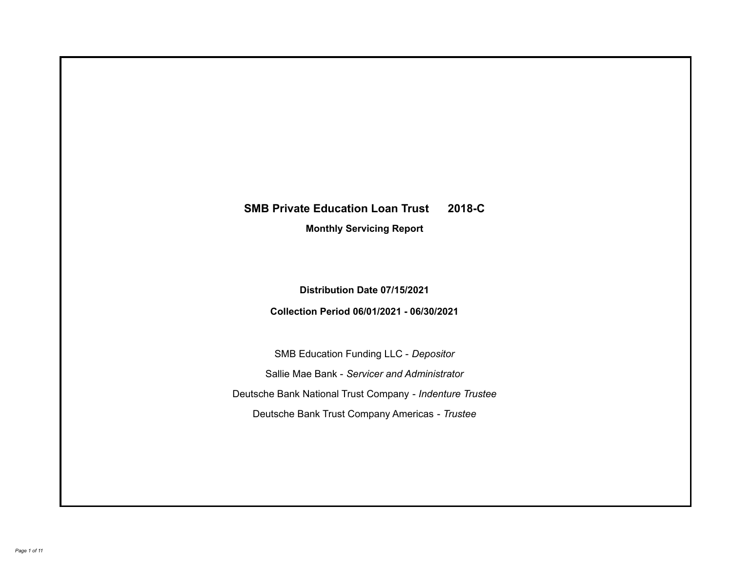# SMB Private Education Loan Trust 2018-C

**Monthly Servicing Report**

**Distribution Date 07/15/2021**

**Collection Period 06/01/2021 - 06/30/2021**

SMB Education Funding LLC - *Depositor*

Sallie Mae Bank - *Servicer and Administrator*

Deutsche Bank National Trust Company - *Indenture Trustee*

Deutsche Bank Trust Company Americas - *Trustee*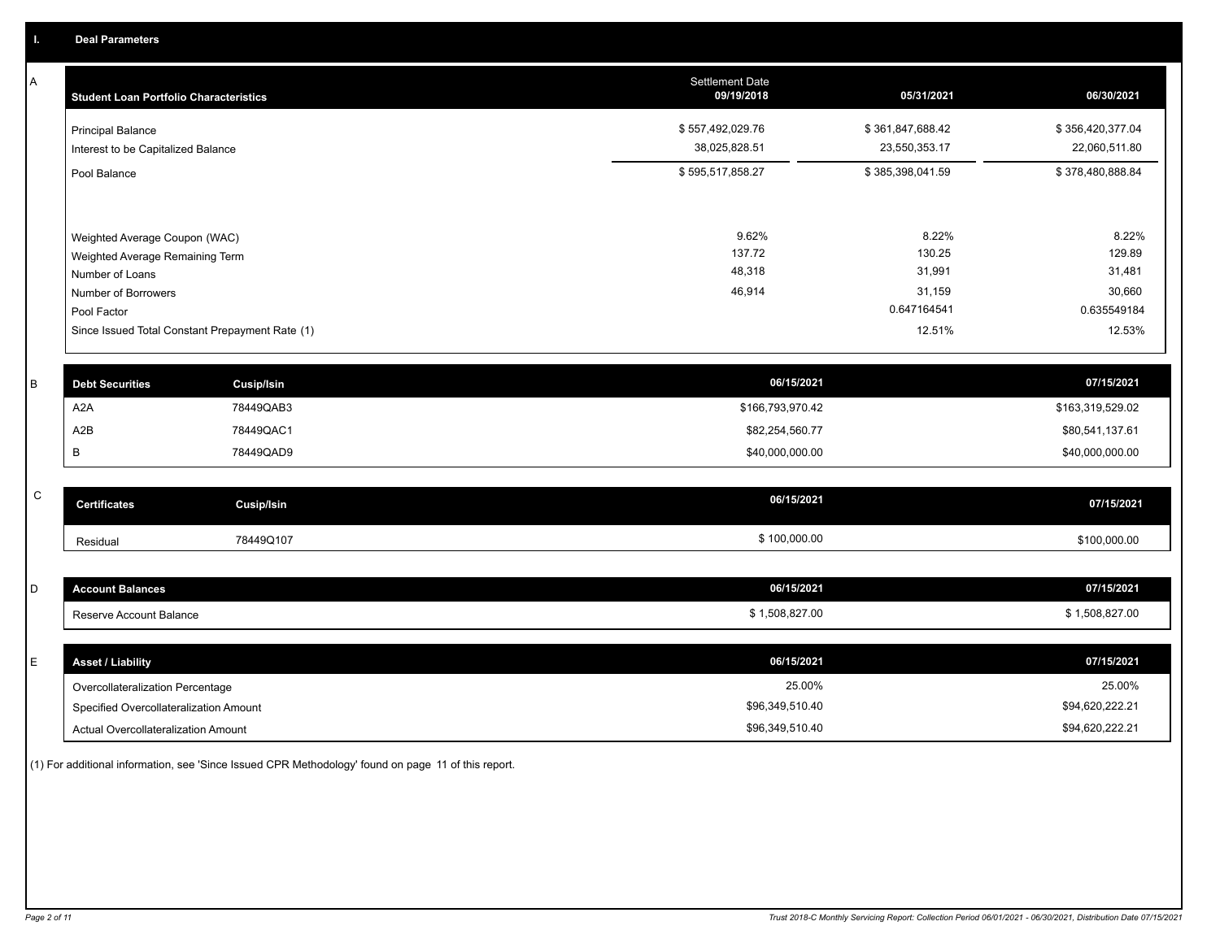## I. Deal Parameters

### A

| Student Loan Portfolio Characteristics | Settlement Date 09/19/2018 | 05/31/2021 | 06/30/2021 |
|---|---|---|---|
| Principal Balance | $ 557,492,029.76 | $ 361,847,688.42 | $ 356,420,377.04 |
| Interest to be Capitalized Balance | 38,025,828.51 | 23,550,353.17 | 22,060,511.80 |
| Pool Balance | $ 595,517,858.27 | $ 385,398,041.59 | $ 378,480,888.84 |
| Weighted Average Coupon (WAC) | 9.62% | 8.22% | 8.22% |
| Weighted Average Remaining Term | 137.72 | 130.25 | 129.89 |
| Number of Loans | 48,318 | 31,991 | 31,481 |
| Number of Borrowers | 46,914 | 31,159 | 30,660 |
| Pool Factor | | 0.647164541 | 0.635549184 |
| Since Issued Total Constant Prepayment Rate (1) | | 12.51% | 12.53% |

### B

| Debt Securities | Cusip/Isin | 06/15/2021 | 07/15/2021 |
|---|---|---|---|
| A2A | 78449QAB3 | $166,793,970.42 | $163,319,529.02 |
| A2B | 78449QAC1 | $82,254,560.77 | $80,541,137.61 |
| B | 78449QAD9 | $40,000,000.00 | $40,000,000.00 |

### C

| Certificates | Cusip/Isin | 06/15/2021 | 07/15/2021 |
|---|---|---|---|
| Residual | 78449Q107 | $ 100,000.00 | $100,000.00 |

### D

| Account Balances | 06/15/2021 | 07/15/2021 |
|---|---|---|
| Reserve Account Balance | $ 1,508,827.00 | $ 1,508,827.00 |

### E

| Asset / Liability | 06/15/2021 | 07/15/2021 |
|---|---|---|
| Overcollateralization Percentage | 25.00% | 25.00% |
| Specified Overcollateralization Amount | $96,349,510.40 | $94,620,222.21 |
| Actual Overcollateralization Amount | $96,349,510.40 | $94,620,222.21 |

(1) For additional information, see 'Since Issued CPR Methodology' found on page 11 of this report.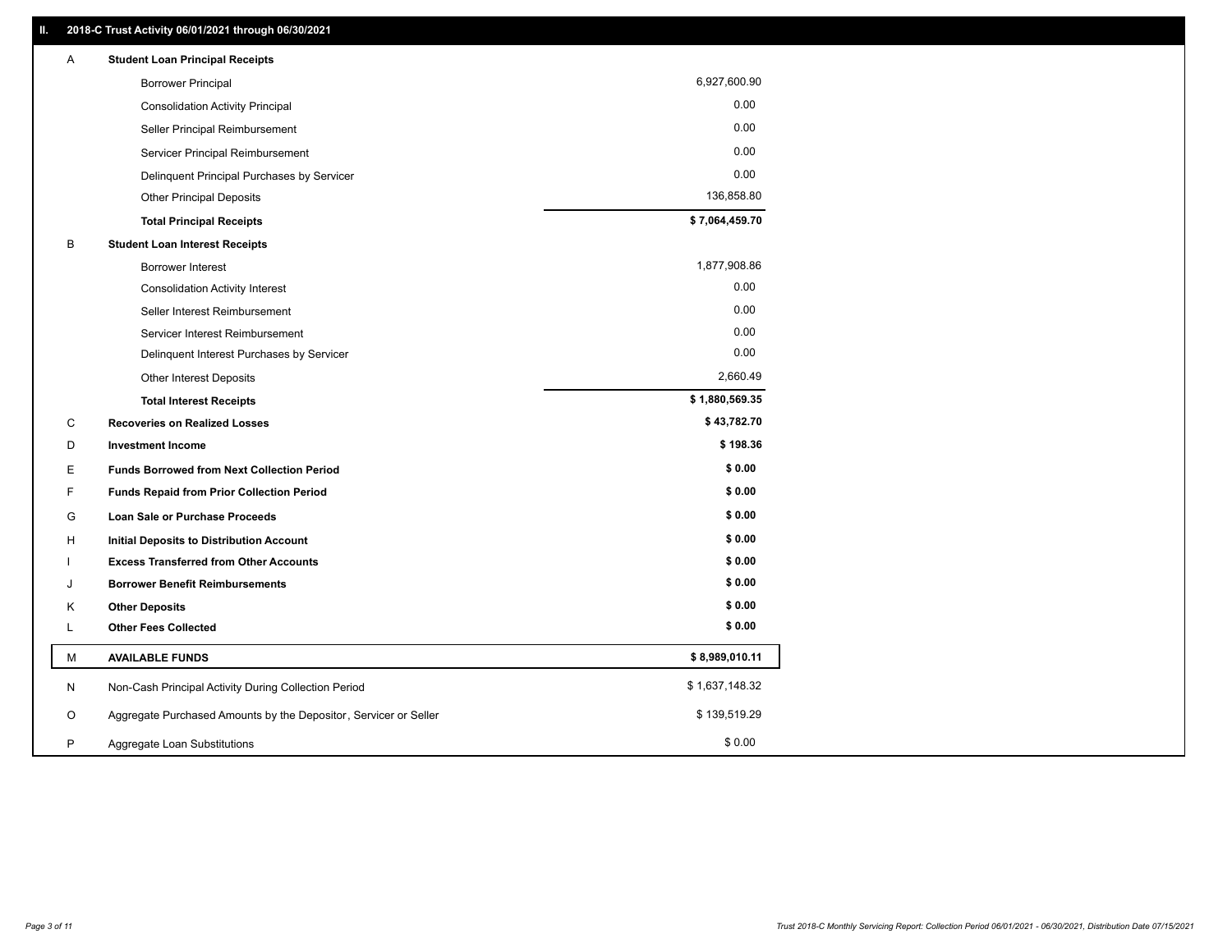## II. 2018-C Trust Activity 06/01/2021 through 06/30/2021

| | | |
|---|---|---|
| A | **Student Loan Principal Receipts** | |
| | Borrower Principal | 6,927,600.90 |
| | Consolidation Activity Principal | 0.00 |
| | Seller Principal Reimbursement | 0.00 |
| | Servicer Principal Reimbursement | 0.00 |
| | Delinquent Principal Purchases by Servicer | 0.00 |
| | Other Principal Deposits | 136,858.80 |
| | **Total Principal Receipts** | **$ 7,064,459.70** |
| B | **Student Loan Interest Receipts** | |
| | Borrower Interest | 1,877,908.86 |
| | Consolidation Activity Interest | 0.00 |
| | Seller Interest Reimbursement | 0.00 |
| | Servicer Interest Reimbursement | 0.00 |
| | Delinquent Interest Purchases by Servicer | 0.00 |
| | Other Interest Deposits | 2,660.49 |
| | **Total Interest Receipts** | **$ 1,880,569.35** |
| C | **Recoveries on Realized Losses** | **$ 43,782.70** |
| D | **Investment Income** | **$ 198.36** |
| E | **Funds Borrowed from Next Collection Period** | **$ 0.00** |
| F | **Funds Repaid from Prior Collection Period** | **$ 0.00** |
| G | **Loan Sale or Purchase Proceeds** | **$ 0.00** |
| H | **Initial Deposits to Distribution Account** | **$ 0.00** |
| I | **Excess Transferred from Other Accounts** | **$ 0.00** |
| J | **Borrower Benefit Reimbursements** | **$ 0.00** |
| K | **Other Deposits** | **$ 0.00** |
| L | **Other Fees Collected** | **$ 0.00** |
| M | **AVAILABLE FUNDS** | **$ 8,989,010.11** |
| N | Non-Cash Principal Activity During Collection Period | $ 1,637,148.32 |
| O | Aggregate Purchased Amounts by the Depositor, Servicer or Seller | $ 139,519.29 |
| P | Aggregate Loan Substitutions | $ 0.00 |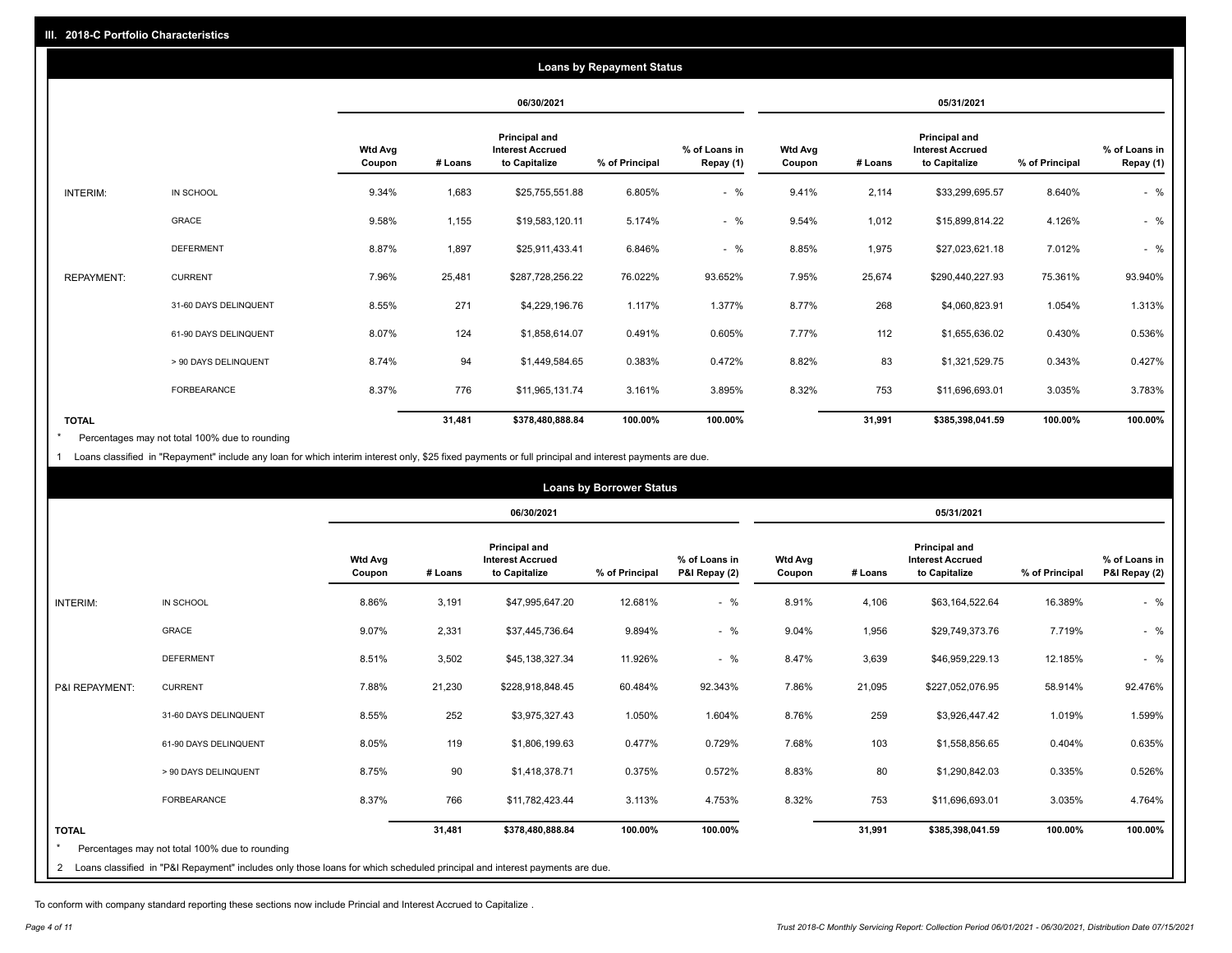## III. 2018-C Portfolio Characteristics

### Loans by Repayment Status

| | | 06/30/2021 | | | | | 05/31/2021 | | | | |
|---|---|---|---|---|---|---|---|---|---|---|---|
| | | Wtd Avg Coupon | # Loans | Principal and Interest Accrued to Capitalize | % of Principal | % of Loans in Repay (1) | Wtd Avg Coupon | # Loans | Principal and Interest Accrued to Capitalize | % of Principal | % of Loans in Repay (1) |
| INTERIM: | IN SCHOOL | 9.34% | 1,683 | $25,755,551.88 | 6.805% | - % | 9.41% | 2,114 | $33,299,695.57 | 8.640% | - % |
| | GRACE | 9.58% | 1,155 | $19,583,120.11 | 5.174% | - % | 9.54% | 1,012 | $15,899,814.22 | 4.126% | - % |
| | DEFERMENT | 8.87% | 1,897 | $25,911,433.41 | 6.846% | - % | 8.85% | 1,975 | $27,023,621.18 | 7.012% | - % |
| REPAYMENT: | CURRENT | 7.96% | 25,481 | $287,728,256.22 | 76.022% | 93.652% | 7.95% | 25,674 | $290,440,227.93 | 75.361% | 93.940% |
| | 31-60 DAYS DELINQUENT | 8.55% | 271 | $4,229,196.76 | 1.117% | 1.377% | 8.77% | 268 | $4,060,823.91 | 1.054% | 1.313% |
| | 61-90 DAYS DELINQUENT | 8.07% | 124 | $1,858,614.07 | 0.491% | 0.605% | 7.77% | 112 | $1,655,636.02 | 0.430% | 0.536% |
| | > 90 DAYS DELINQUENT | 8.74% | 94 | $1,449,584.65 | 0.383% | 0.472% | 8.82% | 83 | $1,321,529.75 | 0.343% | 0.427% |
| | FORBEARANCE | 8.37% | 776 | $11,965,131.74 | 3.161% | 3.895% | 8.32% | 753 | $11,696,693.01 | 3.035% | 3.783% |
| **TOTAL** | | | **31,481** | **$378,480,888.84** | **100.00%** | **100.00%** | | **31,991** | **$385,398,041.59** | **100.00%** | **100.00%** |

\* Percentages may not total 100% due to rounding

1 Loans classified in "Repayment" include any loan for which interim interest only, $25 fixed payments or full principal and interest payments are due.

### Loans by Borrower Status

| | | 06/30/2021 | | | | | 05/31/2021 | | | | |
|---|---|---|---|---|---|---|---|---|---|---|---|
| | | Wtd Avg Coupon | # Loans | Principal and Interest Accrued to Capitalize | % of Principal | % of Loans in P&I Repay (2) | Wtd Avg Coupon | # Loans | Principal and Interest Accrued to Capitalize | % of Principal | % of Loans in P&I Repay (2) |
| INTERIM: | IN SCHOOL | 8.86% | 3,191 | $47,995,647.20 | 12.681% | - % | 8.91% | 4,106 | $63,164,522.64 | 16.389% | - % |
| | GRACE | 9.07% | 2,331 | $37,445,736.64 | 9.894% | - % | 9.04% | 1,956 | $29,749,373.76 | 7.719% | - % |
| | DEFERMENT | 8.51% | 3,502 | $45,138,327.34 | 11.926% | - % | 8.47% | 3,639 | $46,959,229.13 | 12.185% | - % |
| P&I REPAYMENT: | CURRENT | 7.88% | 21,230 | $228,918,848.45 | 60.484% | 92.343% | 7.86% | 21,095 | $227,052,076.95 | 58.914% | 92.476% |
| | 31-60 DAYS DELINQUENT | 8.55% | 252 | $3,975,327.43 | 1.050% | 1.604% | 8.76% | 259 | $3,926,447.42 | 1.019% | 1.599% |
| | 61-90 DAYS DELINQUENT | 8.05% | 119 | $1,806,199.63 | 0.477% | 0.729% | 7.68% | 103 | $1,558,856.65 | 0.404% | 0.635% |
| | > 90 DAYS DELINQUENT | 8.75% | 90 | $1,418,378.71 | 0.375% | 0.572% | 8.83% | 80 | $1,290,842.03 | 0.335% | 0.526% |
| | FORBEARANCE | 8.37% | 766 | $11,782,423.44 | 3.113% | 4.753% | 8.32% | 753 | $11,696,693.01 | 3.035% | 4.764% |
| **TOTAL** | | | **31,481** | **$378,480,888.84** | **100.00%** | **100.00%** | | **31,991** | **$385,398,041.59** | **100.00%** | **100.00%** |

\* Percentages may not total 100% due to rounding

2 Loans classified in "P&I Repayment" includes only those loans for which scheduled principal and interest payments are due.

To conform with company standard reporting these sections now include Princial and Interest Accrued to Capitalize .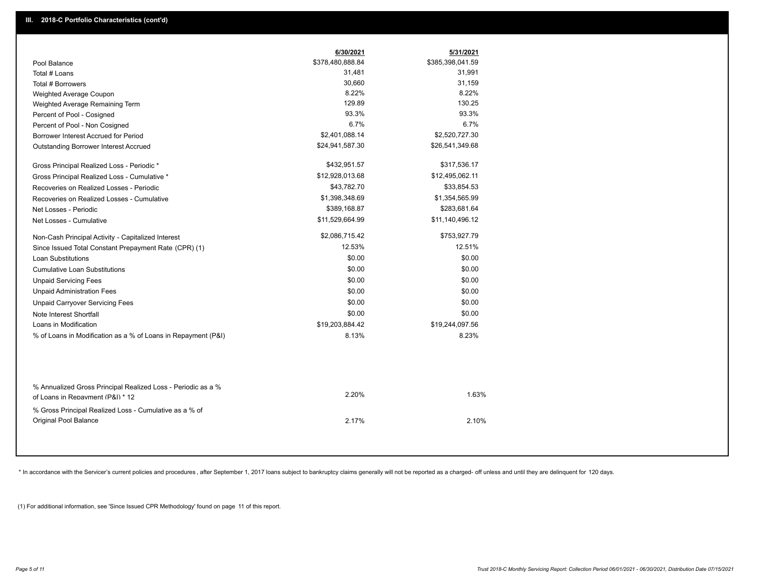## III. 2018-C Portfolio Characteristics (cont'd)

| | 6/30/2021 | 5/31/2021 |
|---|---|---|
| Pool Balance | $378,480,888.84 | $385,398,041.59 |
| Total # Loans | 31,481 | 31,991 |
| Total # Borrowers | 30,660 | 31,159 |
| Weighted Average Coupon | 8.22% | 8.22% |
| Weighted Average Remaining Term | 129.89 | 130.25 |
| Percent of Pool - Cosigned | 93.3% | 93.3% |
| Percent of Pool - Non Cosigned | 6.7% | 6.7% |
| Borrower Interest Accrued for Period | $2,401,088.14 | $2,520,727.30 |
| Outstanding Borrower Interest Accrued | $24,941,587.30 | $26,541,349.68 |
| Gross Principal Realized Loss - Periodic * | $432,951.57 | $317,536.17 |
| Gross Principal Realized Loss - Cumulative * | $12,928,013.68 | $12,495,062.11 |
| Recoveries on Realized Losses - Periodic | $43,782.70 | $33,854.53 |
| Recoveries on Realized Losses - Cumulative | $1,398,348.69 | $1,354,565.99 |
| Net Losses - Periodic | $389,168.87 | $283,681.64 |
| Net Losses - Cumulative | $11,529,664.99 | $11,140,496.12 |
| Non-Cash Principal Activity - Capitalized Interest | $2,086,715.42 | $753,927.79 |
| Since Issued Total Constant Prepayment Rate (CPR) (1) | 12.53% | 12.51% |
| Loan Substitutions | $0.00 | $0.00 |
| Cumulative Loan Substitutions | $0.00 | $0.00 |
| Unpaid Servicing Fees | $0.00 | $0.00 |
| Unpaid Administration Fees | $0.00 | $0.00 |
| Unpaid Carryover Servicing Fees | $0.00 | $0.00 |
| Note Interest Shortfall | $0.00 | $0.00 |
| Loans in Modification | $19,203,884.42 | $19,244,097.56 |
| % of Loans in Modification as a % of Loans in Repayment (P&I) | 8.13% | 8.23% |
| % Annualized Gross Principal Realized Loss - Periodic as a % of Loans in Repayment (P&I) * 12 | 2.20% | 1.63% |
| % Gross Principal Realized Loss - Cumulative as a % of Original Pool Balance | 2.17% | 2.10% |

* In accordance with the Servicer's current policies and procedures , after September 1, 2017 loans subject to bankruptcy claims generally will not be reported as a charged- off unless and until they are delinquent for 120 days.

(1) For additional information, see 'Since Issued CPR Methodology' found on page 11 of this report.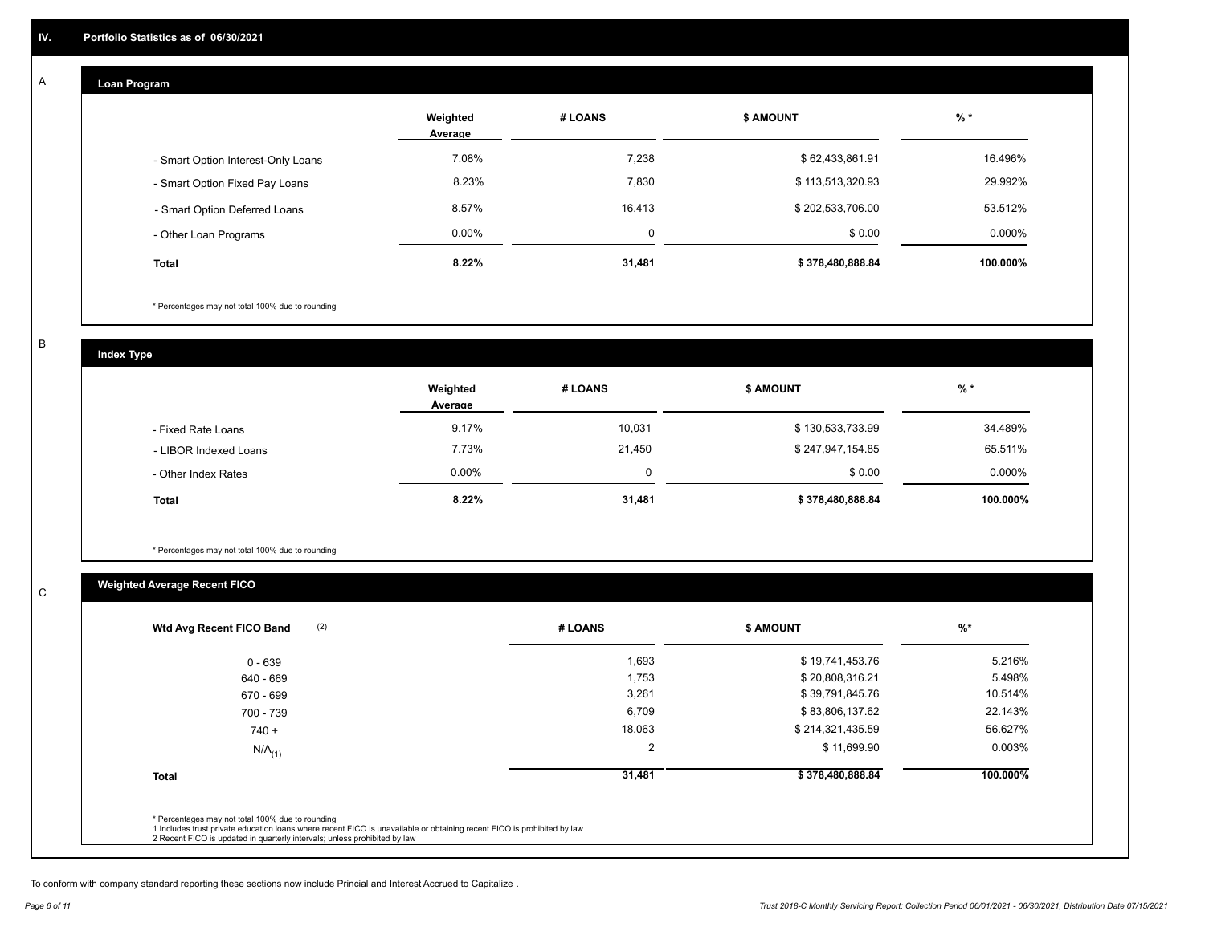## IV. Portfolio Statistics as of 06/30/2021

### A — Loan Program

| | Weighted Average | # LOANS | $ AMOUNT | % * |
|---|---|---|---|---|
| - Smart Option Interest-Only Loans | 7.08% | 7,238 | $ 62,433,861.91 | 16.496% |
| - Smart Option Fixed Pay Loans | 8.23% | 7,830 | $ 113,513,320.93 | 29.992% |
| - Smart Option Deferred Loans | 8.57% | 16,413 | $ 202,533,706.00 | 53.512% |
| - Other Loan Programs | 0.00% | 0 | $ 0.00 | 0.000% |
| **Total** | **8.22%** | **31,481** | **$ 378,480,888.84** | **100.000%** |

* Percentages may not total 100% due to rounding

### B — Index Type

| | Weighted Average | # LOANS | $ AMOUNT | % * |
|---|---|---|---|---|
| - Fixed Rate Loans | 9.17% | 10,031 | $ 130,533,733.99 | 34.489% |
| - LIBOR Indexed Loans | 7.73% | 21,450 | $ 247,947,154.85 | 65.511% |
| - Other Index Rates | 0.00% | 0 | $ 0.00 | 0.000% |
| **Total** | **8.22%** | **31,481** | **$ 378,480,888.84** | **100.000%** |

* Percentages may not total 100% due to rounding

### C — Weighted Average Recent FICO

| Wtd Avg Recent FICO Band (2) | # LOANS | $ AMOUNT | %* |
|---|---|---|---|
| 0 - 639 | 1,693 | $ 19,741,453.76 | 5.216% |
| 640 - 669 | 1,753 | $ 20,808,316.21 | 5.498% |
| 670 - 699 | 3,261 | $ 39,791,845.76 | 10.514% |
| 700 - 739 | 6,709 | $ 83,806,137.62 | 22.143% |
| 740 + | 18,063 | $ 214,321,435.59 | 56.627% |
| $N/A_{(1)}$ | 2 | $ 11,699.90 | 0.003% |
| **Total** | **31,481** | **$ 378,480,888.84** | **100.000%** |

* Percentages may not total 100% due to rounding
1 Includes trust private education loans where recent FICO is unavailable or obtaining recent FICO is prohibited by law
2 Recent FICO is updated in quarterly intervals; unless prohibited by law

To conform with company standard reporting these sections now include Princial and Interest Accrued to Capitalize .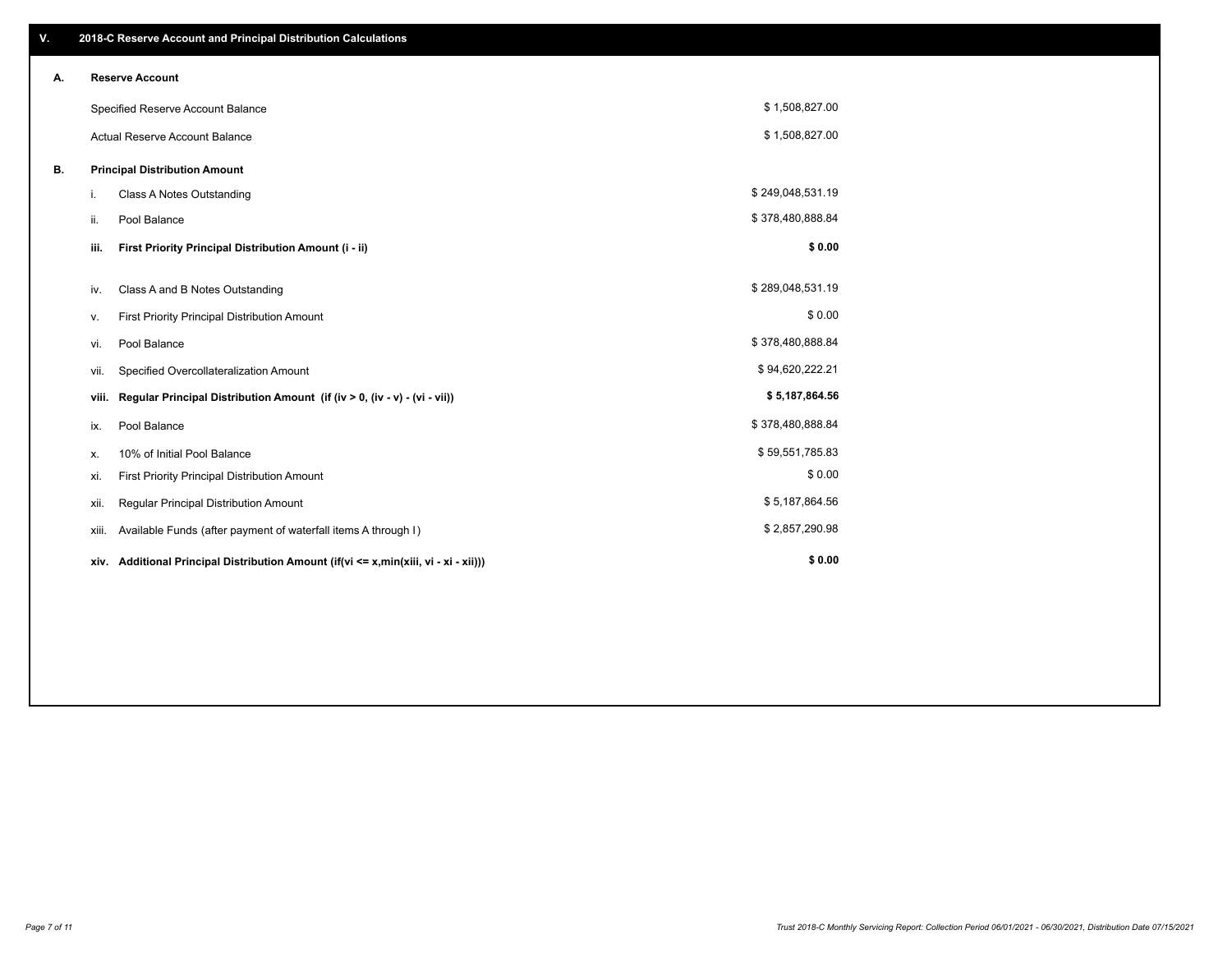## V. 2018-C Reserve Account and Principal Distribution Calculations

### A. Reserve Account

| | |
|---|---|
| Specified Reserve Account Balance | $ 1,508,827.00 |
| Actual Reserve Account Balance | $ 1,508,827.00 |

### B. Principal Distribution Amount

| | | |
|---|---|---|
| i. | Class A Notes Outstanding | $ 249,048,531.19 |
| ii. | Pool Balance | $ 378,480,888.84 |
| **iii.** | **First Priority Principal Distribution Amount (i - ii)** | **$ 0.00** |
| iv. | Class A and B Notes Outstanding | $ 289,048,531.19 |
| v. | First Priority Principal Distribution Amount | $ 0.00 |
| vi. | Pool Balance | $ 378,480,888.84 |
| vii. | Specified Overcollateralization Amount | $ 94,620,222.21 |
| **viii.** | **Regular Principal Distribution Amount (if (iv > 0, (iv - v) - (vi - vii))** | **$ 5,187,864.56** |
| ix. | Pool Balance | $ 378,480,888.84 |
| x. | 10% of Initial Pool Balance | $ 59,551,785.83 |
| xi. | First Priority Principal Distribution Amount | $ 0.00 |
| xii. | Regular Principal Distribution Amount | $ 5,187,864.56 |
| xiii. | Available Funds (after payment of waterfall items A through I) | $ 2,857,290.98 |
| **xiv.** | **Additional Principal Distribution Amount (if(vi <= x,min(xiii, vi - xi - xii)))** | **$ 0.00** |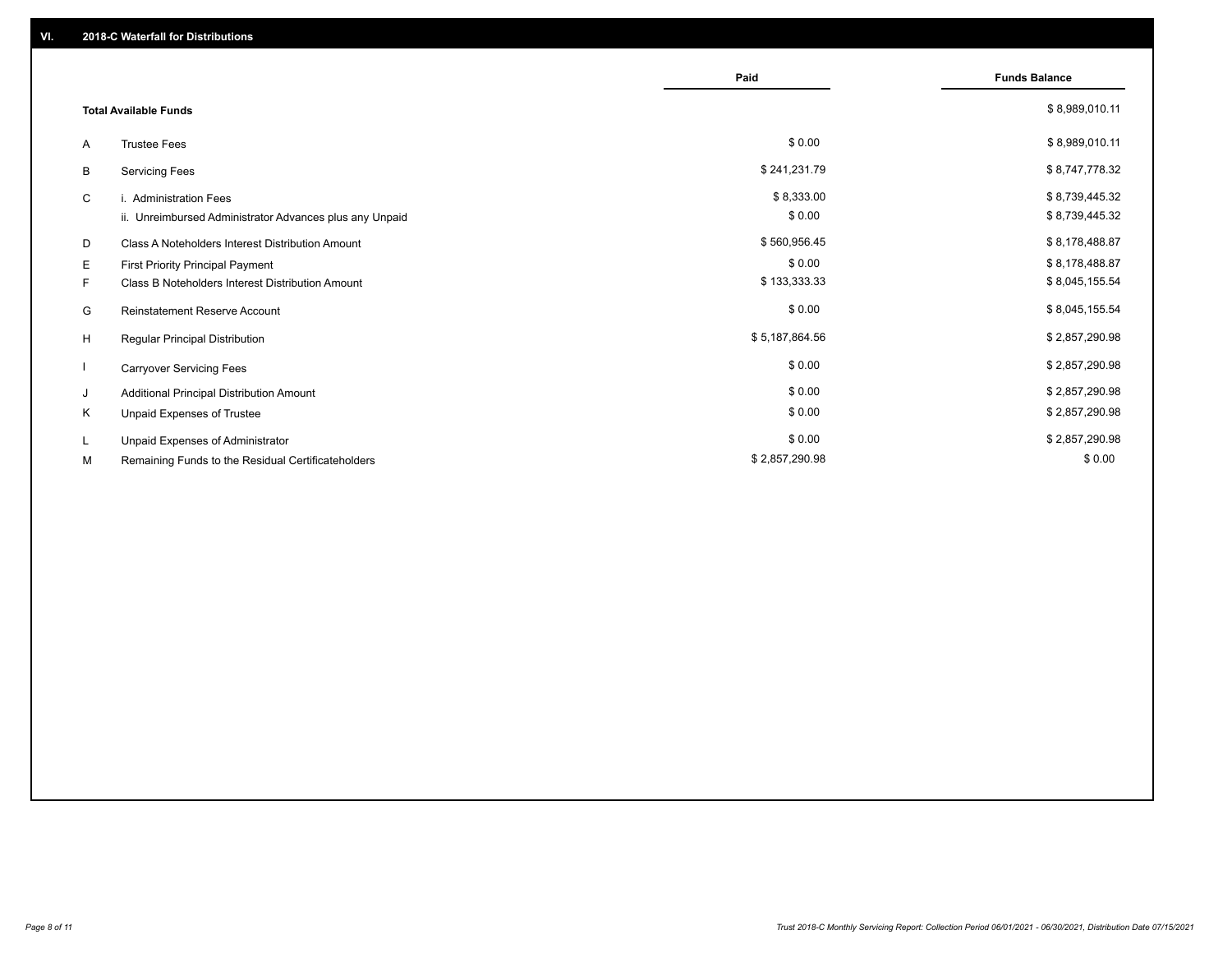## VI. 2018-C Waterfall for Distributions

| | | Paid | Funds Balance |
|---|---|---|---|
| | **Total Available Funds** | | $ 8,989,010.11 |
| A | Trustee Fees | $ 0.00 | $ 8,989,010.11 |
| B | Servicing Fees | $ 241,231.79 | $ 8,747,778.32 |
| C | i. Administration Fees | $ 8,333.00 | $ 8,739,445.32 |
| | ii. Unreimbursed Administrator Advances plus any Unpaid | $ 0.00 | $ 8,739,445.32 |
| D | Class A Noteholders Interest Distribution Amount | $ 560,956.45 | $ 8,178,488.87 |
| E | First Priority Principal Payment | $ 0.00 | $ 8,178,488.87 |
| F | Class B Noteholders Interest Distribution Amount | $ 133,333.33 | $ 8,045,155.54 |
| G | Reinstatement Reserve Account | $ 0.00 | $ 8,045,155.54 |
| H | Regular Principal Distribution | $ 5,187,864.56 | $ 2,857,290.98 |
| I | Carryover Servicing Fees | $ 0.00 | $ 2,857,290.98 |
| J | Additional Principal Distribution Amount | $ 0.00 | $ 2,857,290.98 |
| K | Unpaid Expenses of Trustee | $ 0.00 | $ 2,857,290.98 |
| L | Unpaid Expenses of Administrator | $ 0.00 | $ 2,857,290.98 |
| M | Remaining Funds to the Residual Certificateholders | $ 2,857,290.98 | $ 0.00 |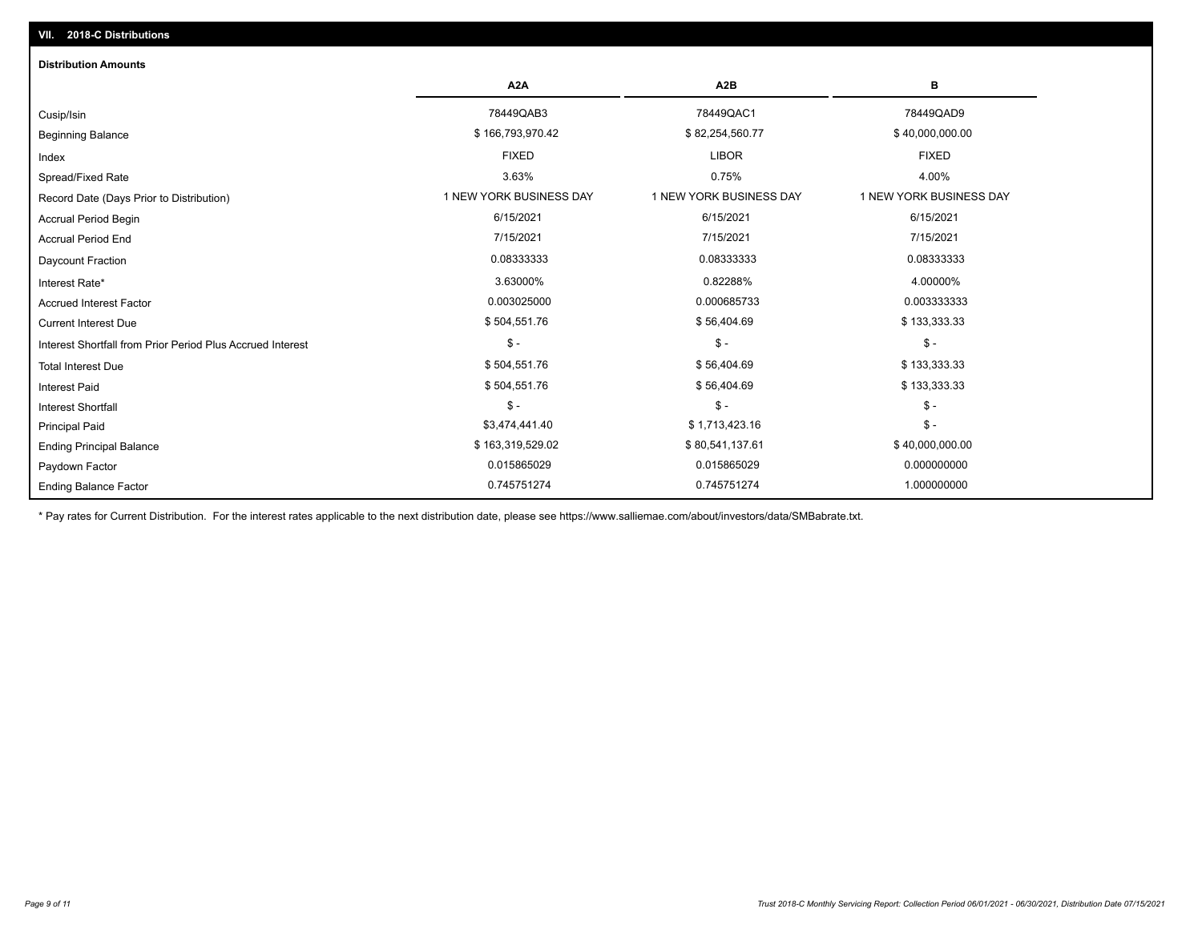## VII. 2018-C Distributions

### Distribution Amounts

| | A2A | A2B | B |
|---|---|---|---|
| Cusip/Isin | 78449QAB3 | 78449QAC1 | 78449QAD9 |
| Beginning Balance | $ 166,793,970.42 | $ 82,254,560.77 | $ 40,000,000.00 |
| Index | FIXED | LIBOR | FIXED |
| Spread/Fixed Rate | 3.63% | 0.75% | 4.00% |
| Record Date (Days Prior to Distribution) | 1 NEW YORK BUSINESS DAY | 1 NEW YORK BUSINESS DAY | 1 NEW YORK BUSINESS DAY |
| Accrual Period Begin | 6/15/2021 | 6/15/2021 | 6/15/2021 |
| Accrual Period End | 7/15/2021 | 7/15/2021 | 7/15/2021 |
| Daycount Fraction | 0.08333333 | 0.08333333 | 0.08333333 |
| Interest Rate* | 3.63000% | 0.82288% | 4.00000% |
| Accrued Interest Factor | 0.003025000 | 0.000685733 | 0.003333333 |
| Current Interest Due | $ 504,551.76 | $ 56,404.69 | $ 133,333.33 |
| Interest Shortfall from Prior Period Plus Accrued Interest | $ - | $ - | $ - |
| Total Interest Due | $ 504,551.76 | $ 56,404.69 | $ 133,333.33 |
| Interest Paid | $ 504,551.76 | $ 56,404.69 | $ 133,333.33 |
| Interest Shortfall | $ - | $ - | $ - |
| Principal Paid | $3,474,441.40 | $ 1,713,423.16 | $ - |
| Ending Principal Balance | $ 163,319,529.02 | $ 80,541,137.61 | $ 40,000,000.00 |
| Paydown Factor | 0.015865029 | 0.015865029 | 0.000000000 |
| Ending Balance Factor | 0.745751274 | 0.745751274 | 1.000000000 |

* Pay rates for Current Distribution. For the interest rates applicable to the next distribution date, please see https://www.salliemae.com/about/investors/data/SMBabrate.txt.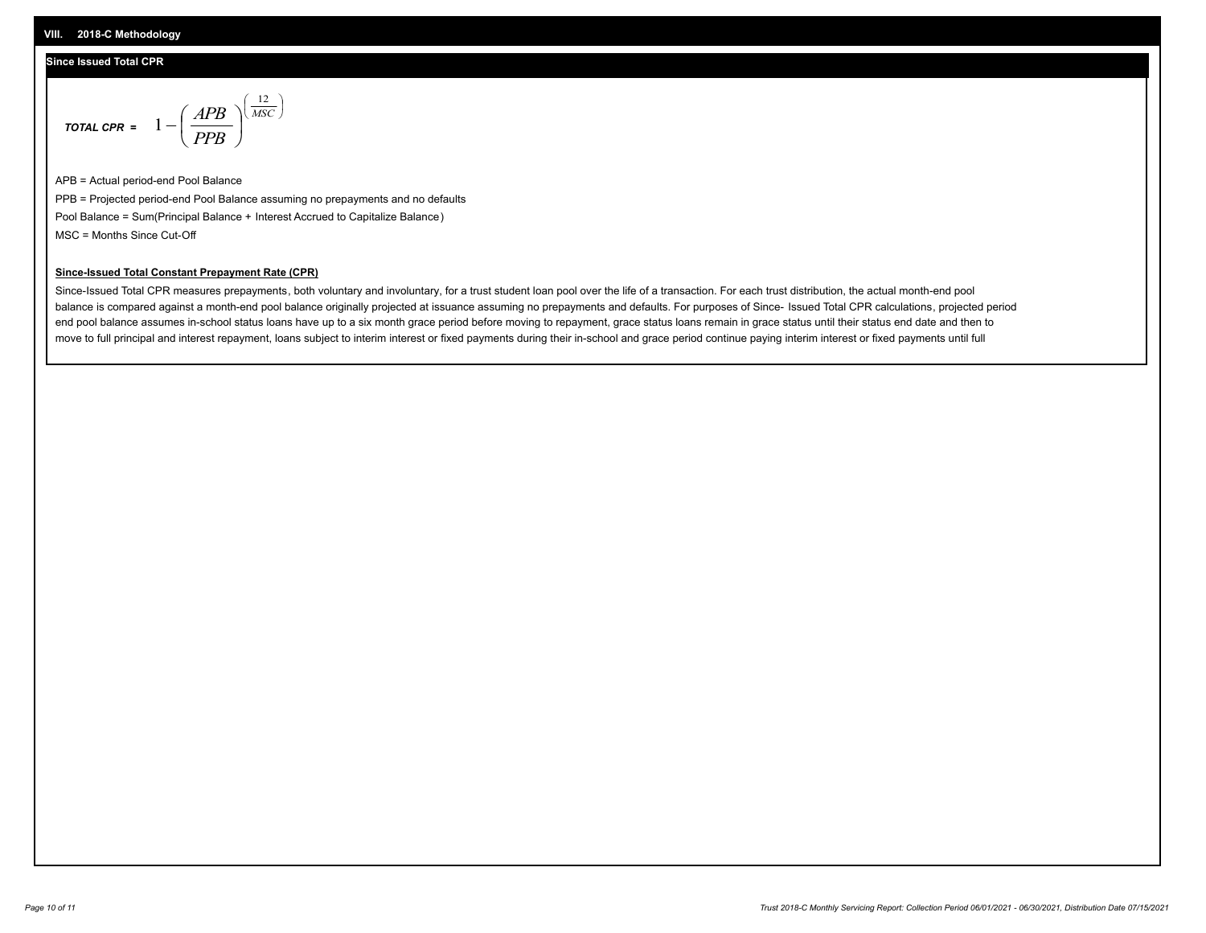## VIII. 2018-C Methodology

### Since Issued Total CPR

$$TOTAL\ CPR = 1 - \left(\frac{APB}{PPB}\right)^{\left(\frac{12}{MSC}\right)}$$

APB = Actual period-end Pool Balance

PPB = Projected period-end Pool Balance assuming no prepayments and no defaults

Pool Balance = Sum(Principal Balance + Interest Accrued to Capitalize Balance)

MSC = Months Since Cut-Off

**Since-Issued Total Constant Prepayment Rate (CPR)**

Since-Issued Total CPR measures prepayments, both voluntary and involuntary, for a trust student loan pool over the life of a transaction. For each trust distribution, the actual month-end pool balance is compared against a month-end pool balance originally projected at issuance assuming no prepayments and defaults. For purposes of Since- Issued Total CPR calculations, projected period end pool balance assumes in-school status loans have up to a six month grace period before moving to repayment, grace status loans remain in grace status until their status end date and then to move to full principal and interest repayment, loans subject to interim interest or fixed payments during their in-school and grace period continue paying interim interest or fixed payments until full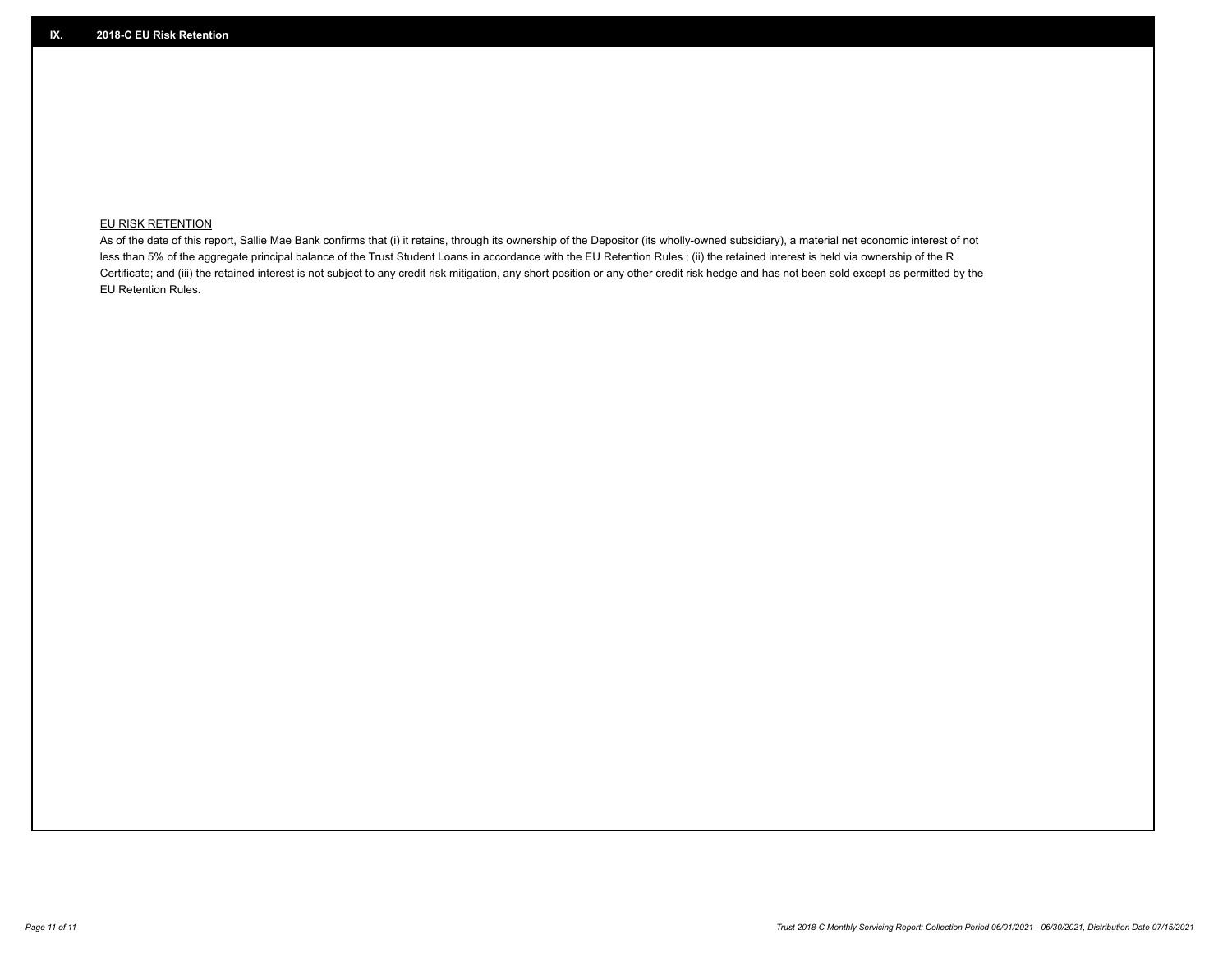## IX. 2018-C EU Risk Retention

EU RISK RETENTION

As of the date of this report, Sallie Mae Bank confirms that (i) it retains, through its ownership of the Depositor (its wholly-owned subsidiary), a material net economic interest of not less than 5% of the aggregate principal balance of the Trust Student Loans in accordance with the EU Retention Rules ; (ii) the retained interest is held via ownership of the R Certificate; and (iii) the retained interest is not subject to any credit risk mitigation, any short position or any other credit risk hedge and has not been sold except as permitted by the EU Retention Rules.